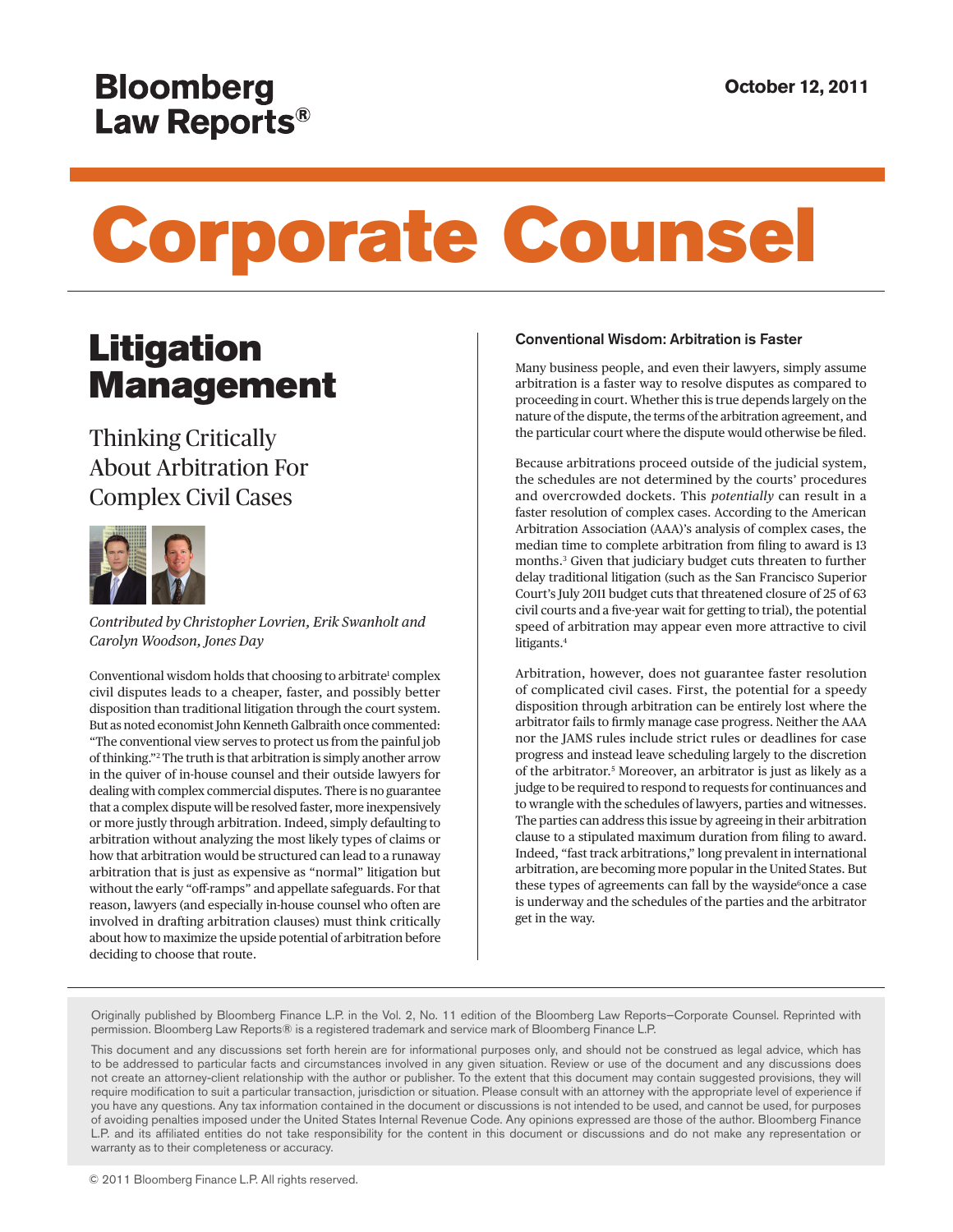Bloomberg Law Reports®

October 12, 2011

# Corporate Counsel

## Litigation Management

### Thinking Critically About Arbitration For Complex Civil Cases

*Contributed by Christopher Lovrien, Erik Swanholt and Carolyn Woodson, Jones Day*

Conventional wisdom holds that choosing to arbitrate[1] complex civil disputes leads to a cheaper, faster, and possibly better disposition than traditional litigation through the court system. But as noted economist John Kenneth Galbraith once commented: "The conventional view serves to protect us from the painful job of thinking."[2] The truth is that arbitration is simply another arrow in the quiver of in-house counsel and their outside lawyers for dealing with complex commercial disputes. There is no guarantee that a complex dispute will be resolved faster, more inexpensively or more justly through arbitration. Indeed, simply defaulting to arbitration without analyzing the most likely types of claims or how that arbitration would be structured can lead to a runaway arbitration that is just as expensive as "normal" litigation but without the early "off-ramps" and appellate safeguards. For that reason, lawyers (and especially in-house counsel who often are involved in drafting arbitration clauses) must think critically about how to maximize the upside potential of arbitration before deciding to choose that route.

#### Conventional Wisdom: Arbitration is Faster

Many business people, and even their lawyers, simply assume arbitration is a faster way to resolve disputes as compared to proceeding in court. Whether this is true depends largely on the nature of the dispute, the terms of the arbitration agreement, and the particular court where the dispute would otherwise be filed.

Because arbitrations proceed outside of the judicial system, the schedules are not determined by the courts' procedures and overcrowded dockets. This *potentially* can result in a faster resolution of complex cases. According to the American Arbitration Association (AAA)'s analysis of complex cases, the median time to complete arbitration from filing to award is 13 months.[3] Given that judiciary budget cuts threaten to further delay traditional litigation (such as the San Francisco Superior Court's July 2011 budget cuts that threatened closure of 25 of 63 civil courts and a five-year wait for getting to trial), the potential speed of arbitration may appear even more attractive to civil litigants.[4]

Arbitration, however, does not guarantee faster resolution of complicated civil cases. First, the potential for a speedy disposition through arbitration can be entirely lost where the arbitrator fails to firmly manage case progress. Neither the AAA nor the JAMS rules include strict rules or deadlines for case progress and instead leave scheduling largely to the discretion of the arbitrator.[5] Moreover, an arbitrator is just as likely as a judge to be required to respond to requests for continuances and to wrangle with the schedules of lawyers, parties and witnesses. The parties can address this issue by agreeing in their arbitration clause to a stipulated maximum duration from filing to award. Indeed, "fast track arbitrations," long prevalent in international arbitration, are becoming more popular in the United States. But these types of agreements can fall by the wayside[6] once a case is underway and the schedules of the parties and the arbitrator get in the way.

Originally published by Bloomberg Finance L.P. in the Vol. 2, No. 11 edition of the Bloomberg Law Reports–Corporate Counsel. Reprinted with permission. Bloomberg Law Reports® is a registered trademark and service mark of Bloomberg Finance L.P.

This document and any discussions set forth herein are for informational purposes only, and should not be construed as legal advice, which has to be addressed to particular facts and circumstances involved in any given situation. Review or use of the document and any discussions does not create an attorney-client relationship with the author or publisher. To the extent that this document may contain suggested provisions, they will require modification to suit a particular transaction, jurisdiction or situation. Please consult with an attorney with the appropriate level of experience if you have any questions. Any tax information contained in the document or discussions is not intended to be used, and cannot be used, for purposes of avoiding penalties imposed under the United States Internal Revenue Code. Any opinions expressed are those of the author. Bloomberg Finance L.P. and its affiliated entities do not take responsibility for the content in this document or discussions and do not make any representation or warranty as to their completeness or accuracy.

© 2011 Bloomberg Finance L.P. All rights reserved.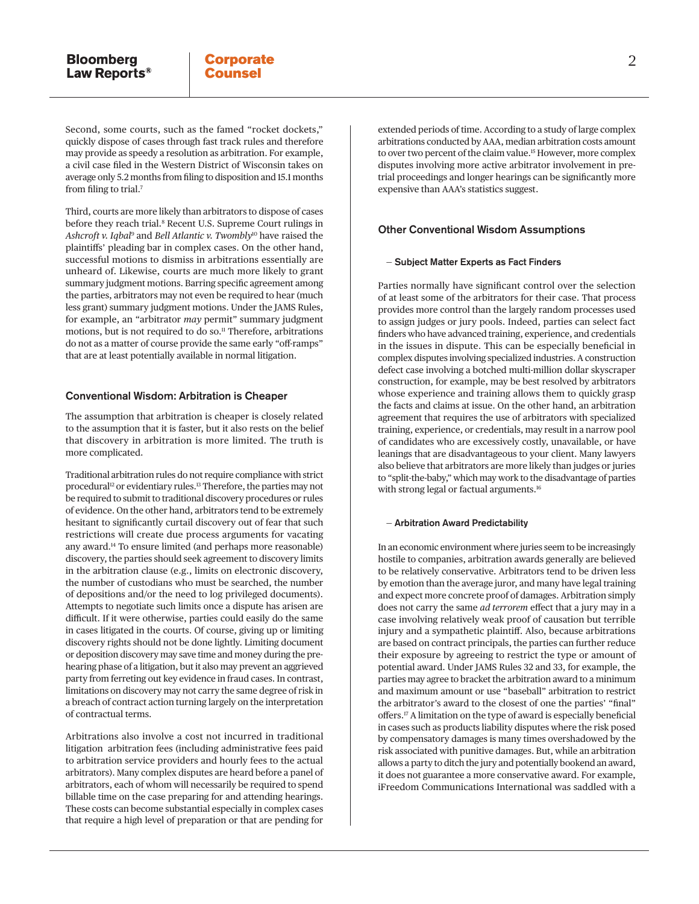Second, some courts, such as the famed "rocket dockets," quickly dispose of cases through fast track rules and therefore may provide as speedy a resolution as arbitration. For example, a civil case filed in the Western District of Wisconsin takes on average only 5.2 months from filing to disposition and 15.1 months from filing to trial.[7]

Third, courts are more likely than arbitrators to dispose of cases before they reach trial.[8] Recent U.S. Supreme Court rulings in *Ashcroft v. Iqbal*[9] and *Bell Atlantic v. Twombly*[10] have raised the plaintiffs' pleading bar in complex cases. On the other hand, successful motions to dismiss in arbitrations essentially are unheard of. Likewise, courts are much more likely to grant summary judgment motions. Barring specific agreement among the parties, arbitrators may not even be required to hear (much less grant) summary judgment motions. Under the JAMS Rules, for example, an "arbitrator *may* permit" summary judgment motions, but is not required to do so.[11] Therefore, arbitrations do not as a matter of course provide the same early "off-ramps" that are at least potentially available in normal litigation.

## Conventional Wisdom: Arbitration is Cheaper

The assumption that arbitration is cheaper is closely related to the assumption that it is faster, but it also rests on the belief that discovery in arbitration is more limited. The truth is more complicated.

Traditional arbitration rules do not require compliance with strict procedural[12] or evidentiary rules.[13] Therefore, the parties may not be required to submit to traditional discovery procedures or rules of evidence. On the other hand, arbitrators tend to be extremely hesitant to significantly curtail discovery out of fear that such restrictions will create due process arguments for vacating any award.[14] To ensure limited (and perhaps more reasonable) discovery, the parties should seek agreement to discovery limits in the arbitration clause (e.g., limits on electronic discovery, the number of custodians who must be searched, the number of depositions and/or the need to log privileged documents). Attempts to negotiate such limits once a dispute has arisen are difficult. If it were otherwise, parties could easily do the same in cases litigated in the courts. Of course, giving up or limiting discovery rights should not be done lightly. Limiting document or deposition discovery may save time and money during the pre-hearing phase of a litigation, but it also may prevent an aggrieved party from ferreting out key evidence in fraud cases. In contrast, limitations on discovery may not carry the same degree of risk in a breach of contract action turning largely on the interpretation of contractual terms.

Arbitrations also involve a cost not incurred in traditional litigation arbitration fees (including administrative fees paid to arbitration service providers and hourly fees to the actual arbitrators). Many complex disputes are heard before a panel of arbitrators, each of whom will necessarily be required to spend billable time on the case preparing for and attending hearings. These costs can become substantial especially in complex cases that require a high level of preparation or that are pending for extended periods of time. According to a study of large complex arbitrations conducted by AAA, median arbitration costs amount to over two percent of the claim value.[15] However, more complex disputes involving more active arbitrator involvement in pre-trial proceedings and longer hearings can be significantly more expensive than AAA's statistics suggest.

## Other Conventional Wisdom Assumptions

### – Subject Matter Experts as Fact Finders

Parties normally have significant control over the selection of at least some of the arbitrators for their case. That process provides more control than the largely random processes used to assign judges or jury pools. Indeed, parties can select fact finders who have advanced training, experience, and credentials in the issues in dispute. This can be especially beneficial in complex disputes involving specialized industries. A construction defect case involving a botched multi-million dollar skyscraper construction, for example, may be best resolved by arbitrators whose experience and training allows them to quickly grasp the facts and claims at issue. On the other hand, an arbitration agreement that requires the use of arbitrators with specialized training, experience, or credentials, may result in a narrow pool of candidates who are excessively costly, unavailable, or have leanings that are disadvantageous to your client. Many lawyers also believe that arbitrators are more likely than judges or juries to "split-the-baby," which may work to the disadvantage of parties with strong legal or factual arguments.[16]

### – Arbitration Award Predictability

In an economic environment where juries seem to be increasingly hostile to companies, arbitration awards generally are believed to be relatively conservative. Arbitrators tend to be driven less by emotion than the average juror, and many have legal training and expect more concrete proof of damages. Arbitration simply does not carry the same *ad terrorem* effect that a jury may in a case involving relatively weak proof of causation but terrible injury and a sympathetic plaintiff. Also, because arbitrations are based on contract principals, the parties can further reduce their exposure by agreeing to restrict the type or amount of potential award. Under JAMS Rules 32 and 33, for example, the parties may agree to bracket the arbitration award to a minimum and maximum amount or use "baseball" arbitration to restrict the arbitrator's award to the closest of one the parties' "final" offers.[17] A limitation on the type of award is especially beneficial in cases such as products liability disputes where the risk posed by compensatory damages is many times overshadowed by the risk associated with punitive damages. But, while an arbitration allows a party to ditch the jury and potentially bookend an award, it does not guarantee a more conservative award. For example, iFreedom Communications International was saddled with a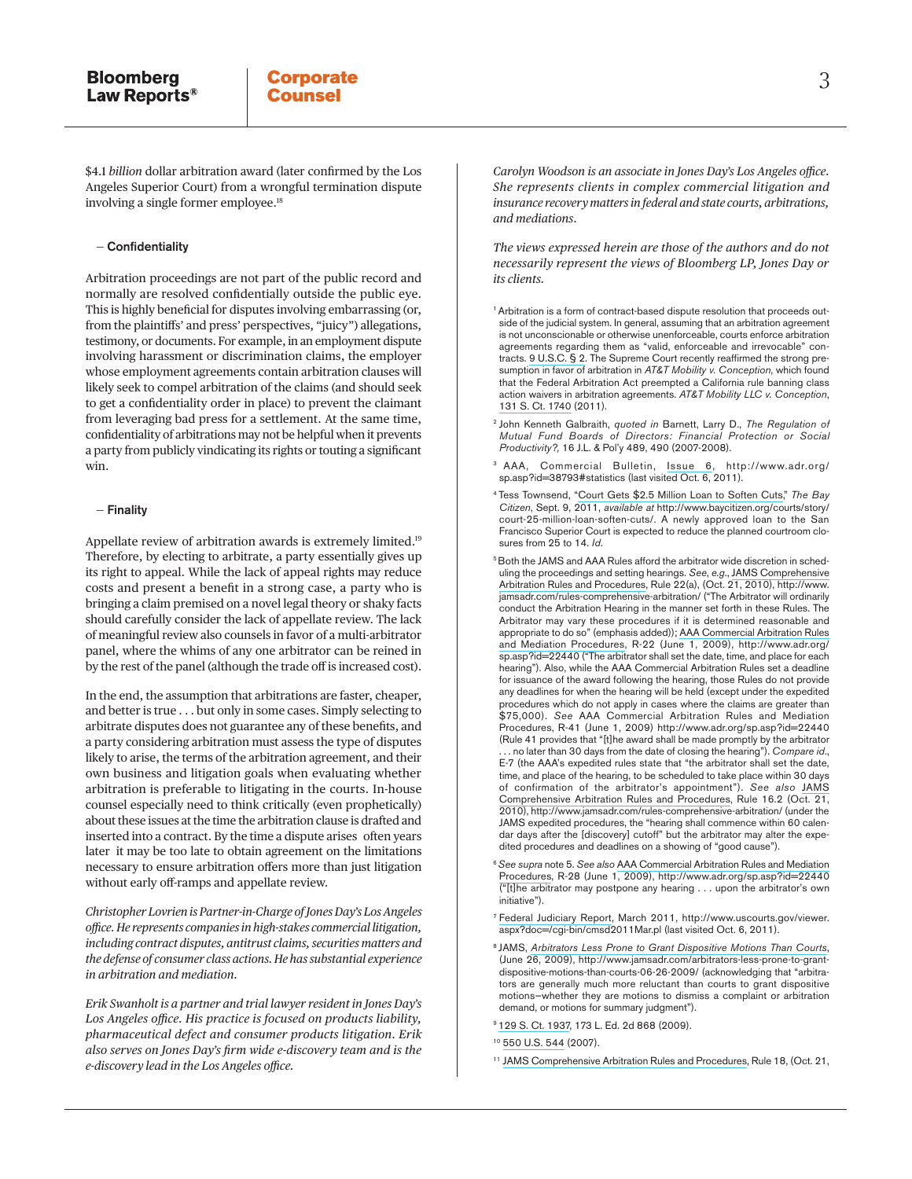$4.1 *billion* dollar arbitration award (later confirmed by the Los Angeles Superior Court) from a wrongful termination dispute involving a single former employee.[18]

– **Confidentiality**

Arbitration proceedings are not part of the public record and normally are resolved confidentially outside the public eye. This is highly beneficial for disputes involving embarrassing (or, from the plaintiffs' and press' perspectives, "juicy") allegations, testimony, or documents. For example, in an employment dispute involving harassment or discrimination claims, the employer whose employment agreements contain arbitration clauses will likely seek to compel arbitration of the claims (and should seek to get a confidentiality order in place) to prevent the claimant from leveraging bad press for a settlement. At the same time, confidentiality of arbitrations may not be helpful when it prevents a party from publicly vindicating its rights or touting a significant win.

– **Finality**

Appellate review of arbitration awards is extremely limited.[19] Therefore, by electing to arbitrate, a party essentially gives up its right to appeal. While the lack of appeal rights may reduce costs and present a benefit in a strong case, a party who is bringing a claim premised on a novel legal theory or shaky facts should carefully consider the lack of appellate review. The lack of meaningful review also counsels in favor of a multi-arbitrator panel, where the whims of any one arbitrator can be reined in by the rest of the panel (although the trade off is increased cost).

In the end, the assumption that arbitrations are faster, cheaper, and better is true . . . but only in some cases. Simply selecting to arbitrate disputes does not guarantee any of these benefits, and a party considering arbitration must assess the type of disputes likely to arise, the terms of the arbitration agreement, and their own business and litigation goals when evaluating whether arbitration is preferable to litigating in the courts. In-house counsel especially need to think critically (even prophetically) about these issues at the time the arbitration clause is drafted and inserted into a contract. By the time a dispute arises often years later it may be too late to obtain agreement on the limitations necessary to ensure arbitration offers more than just litigation without early off-ramps and appellate review.

*Christopher Lovrien is Partner-in-Charge of Jones Day's Los Angeles office. He represents companies in high-stakes commercial litigation, including contract disputes, antitrust claims, securities matters and the defense of consumer class actions. He has substantial experience in arbitration and mediation.*

*Erik Swanholt is a partner and trial lawyer resident in Jones Day's Los Angeles office. His practice is focused on products liability, pharmaceutical defect and consumer products litigation. Erik also serves on Jones Day's firm wide e-discovery team and is the e-discovery lead in the Los Angeles office.*

*Carolyn Woodson is an associate in Jones Day's Los Angeles office. She represents clients in complex commercial litigation and insurance recovery matters in federal and state courts, arbitrations, and mediations.*

*The views expressed herein are those of the authors and do not necessarily represent the views of Bloomberg LP, Jones Day or its clients.*

[1] Arbitration is a form of contract-based dispute resolution that proceeds outside of the judicial system. In general, assuming that an arbitration agreement is not unconscionable or otherwise unenforceable, courts enforce arbitration agreements regarding them as "valid, enforceable and irrevocable" contracts. 9 U.S.C. § 2. The Supreme Court recently reaffirmed the strong presumption in favor of arbitration in *AT&T Mobility v. Conception*, which found that the Federal Arbitration Act preempted a California rule banning class action waivers in arbitration agreements. *AT&T Mobility LLC v. Conception*, 131 S. Ct. 1740 (2011).

[2] John Kenneth Galbraith, *quoted in* Barnett, Larry D., *The Regulation of Mutual Fund Boards of Directors: Financial Protection or Social Productivity?*, 16 J.L. & Pol'y 489, 490 (2007-2008).

[3] AAA, Commercial Bulletin, Issue 6, http://www.adr.org/sp.asp?id=38793#statistics (last visited Oct. 6, 2011).

[4] Tess Townsend, "Court Gets $2.5 Million Loan to Soften Cuts," *The Bay Citizen*, Sept. 9, 2011, *available at* http://www.baycitizen.org/courts/story/court-25-million-loan-soften-cuts/. A newly approved loan to the San Francisco Superior Court is expected to reduce the planned courtroom closures from 25 to 14. *Id.*

[5] Both the JAMS and AAA Rules afford the arbitrator wide discretion in scheduling the proceedings and setting hearings. *See, e.g.*, JAMS Comprehensive Arbitration Rules and Procedures, Rule 22(a), (Oct. 21, 2010), http://www.jamsadr.com/rules-comprehensive-arbitration/ ("The Arbitrator will ordinarily conduct the Arbitration Hearing in the manner set forth in these Rules. The Arbitrator may vary these procedures if it is determined reasonable and appropriate to do so" (emphasis added)); AAA Commercial Arbitration Rules and Mediation Procedures, R-22 (June 1, 2009), http://www.adr.org/sp.asp?id=22440 ("The arbitrator shall set the date, time, and place for each hearing"). Also, while the AAA Commercial Arbitration Rules set a deadline for issuance of the award following the hearing, those Rules do not provide any deadlines for when the hearing will be held (except under the expedited procedures which do not apply in cases where the claims are greater than $75,000). *See* AAA Commercial Arbitration Rules and Mediation Procedures, R-41 (June 1, 2009) http://www.adr.org/sp.asp?id=22440 (Rule 41 provides that "[t]he award shall be made promptly by the arbitrator . . . no later than 30 days from the date of closing the hearing"). *Compare id.*, E-7 (the AAA's expedited rules state that "the arbitrator shall set the date, time, and place of the hearing, to be scheduled to take place within 30 days of confirmation of the arbitrator's appointment"). *See also* JAMS Comprehensive Arbitration Rules and Procedures, Rule 16.2 (Oct. 21, 2010), http://www.jamsadr.com/rules-comprehensive-arbitration/ (under the JAMS expedited procedures, the "hearing shall commence within 60 calendar days after the [discovery] cutoff" but the arbitrator may alter the expedited procedures and deadlines on a showing of "good cause").

[6] *See supra* note 5. *See also* AAA Commercial Arbitration Rules and Mediation Procedures, R-28 (June 1, 2009), http://www.adr.org/sp.asp?id=22440 ("[t]he arbitrator may postpone any hearing . . . upon the arbitrator's own initiative").

[7] Federal Judiciary Report, March 2011, http://www.uscourts.gov/viewer.aspx?doc=/cgi-bin/cmsd2011Mar.pl (last visited Oct. 6, 2011).

[8] JAMS, *Arbitrators Less Prone to Grant Dispositive Motions Than Courts*, (June 26, 2009), http://www.jamsadr.com/arbitrators-less-prone-to-grant-dispositive-motions-than-courts-06-26-2009/ (acknowledging that "arbitrators are generally much more reluctant than courts to grant dispositive motions—whether they are motions to dismiss a complaint or arbitration demand, or motions for summary judgment").

[9] 129 S. Ct. 1937, 173 L. Ed. 2d 868 (2009).

[10] 550 U.S. 544 (2007).

[11] JAMS Comprehensive Arbitration Rules and Procedures, Rule 18, (Oct. 21,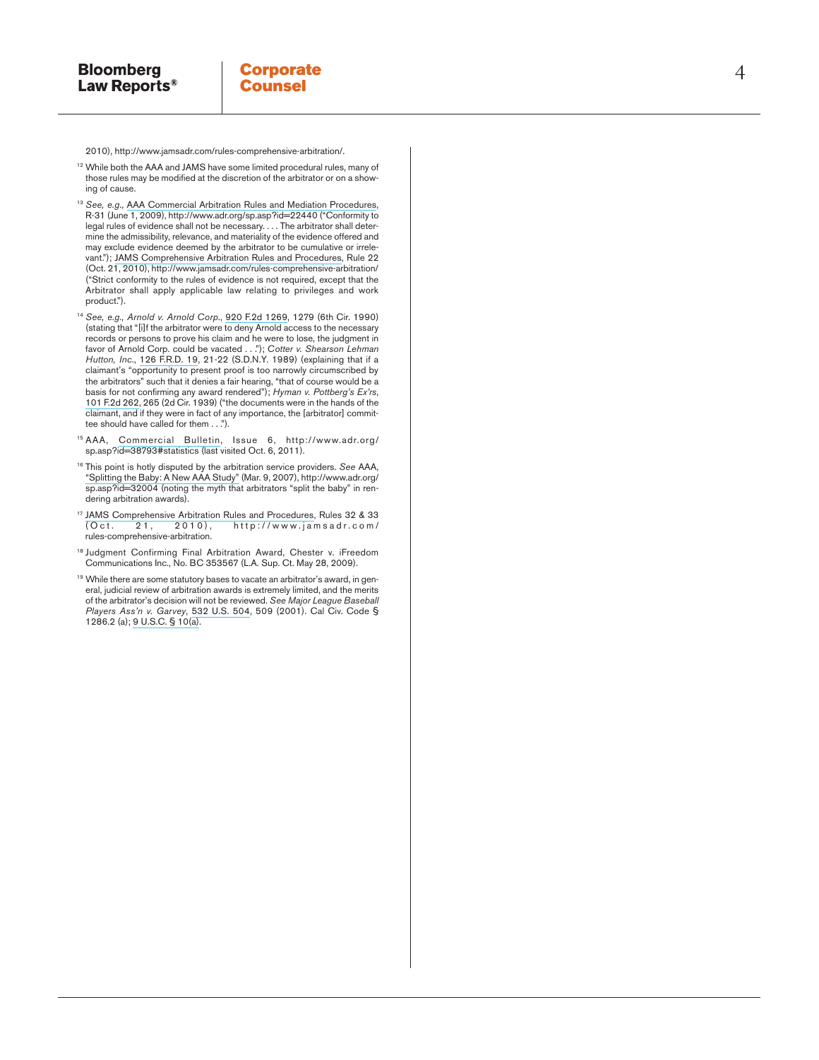2010), http://www.jamsadr.com/rules-comprehensive-arbitration/.

[12] While both the AAA and JAMS have some limited procedural rules, many of those rules may be modified at the discretion of the arbitrator or on a showing of cause.

[13] *See, e.g.*, AAA Commercial Arbitration Rules and Mediation Procedures, R-31 (June 1, 2009), http://www.adr.org/sp.asp?id=22440 ("Conformity to legal rules of evidence shall not be necessary. . . . The arbitrator shall determine the admissibility, relevance, and materiality of the evidence offered and may exclude evidence deemed by the arbitrator to be cumulative or irrelevant."); JAMS Comprehensive Arbitration Rules and Procedures, Rule 22 (Oct. 21, 2010), http://www.jamsadr.com/rules-comprehensive-arbitration/ ("Strict conformity to the rules of evidence is not required, except that the Arbitrator shall apply applicable law relating to privileges and work product.").

[14] *See, e.g., Arnold v. Arnold Corp.*, 920 F.2d 1269, 1279 (6th Cir. 1990) (stating that "[i]f the arbitrator were to deny Arnold access to the necessary records or persons to prove his claim and he were to lose, the judgment in favor of Arnold Corp. could be vacated . . ."); *Cotter v. Shearson Lehman Hutton, Inc.*, 126 F.R.D. 19, 21-22 (S.D.N.Y. 1989) (explaining that if a claimant's "opportunity to present proof is too narrowly circumscribed by the arbitrators" such that it denies a fair hearing, "that of course would be a basis for not confirming any award rendered"); *Hyman v. Pottberg's Ex'rs*, 101 F.2d 262, 265 (2d Cir. 1939) ("the documents were in the hands of the claimant, and if they were in fact of any importance, the [arbitrator] committee should have called for them . . .").

[15] AAA, Commercial Bulletin, Issue 6, http://www.adr.org/sp.asp?id=38793#statistics (last visited Oct. 6, 2011).

[16] This point is hotly disputed by the arbitration service providers. *See* AAA, "Splitting the Baby: A New AAA Study" (Mar. 9, 2007), http://www.adr.org/sp.asp?id=32004 (noting the myth that arbitrators "split the baby" in rendering arbitration awards).

[17] JAMS Comprehensive Arbitration Rules and Procedures, Rules 32 & 33 (Oct. 21, 2010), http://www.jamsadr.com/rules-comprehensive-arbitration.

[18] Judgment Confirming Final Arbitration Award, Chester v. iFreedom Communications Inc., No. BC 353567 (L.A. Sup. Ct. May 28, 2009).

[19] While there are some statutory bases to vacate an arbitrator's award, in general, judicial review of arbitration awards is extremely limited, and the merits of the arbitrator's decision will not be reviewed. *See Major League Baseball Players Ass'n v. Garvey*, 532 U.S. 504, 509 (2001). Cal Civ. Code § 1286.2 (a); 9 U.S.C. § 10(a).